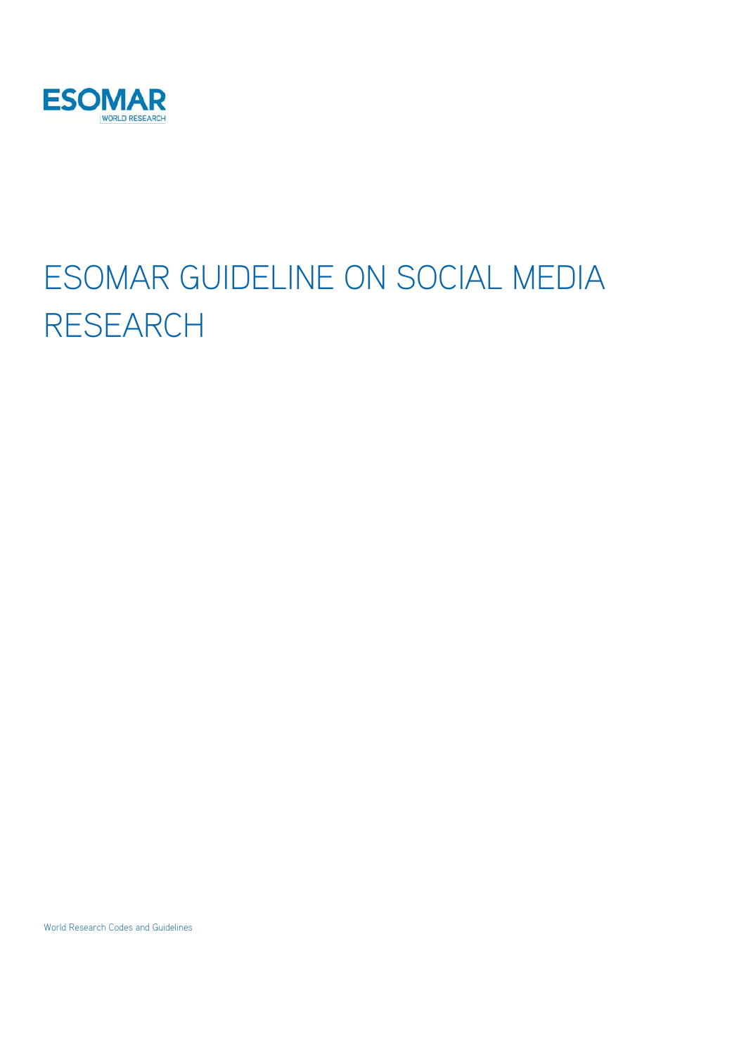ESOMAR

WORLD RESEARCH

# ESOMAR GUIDELINE ON SOCIAL MEDIA RESEARCH

World Research Codes and Guidelines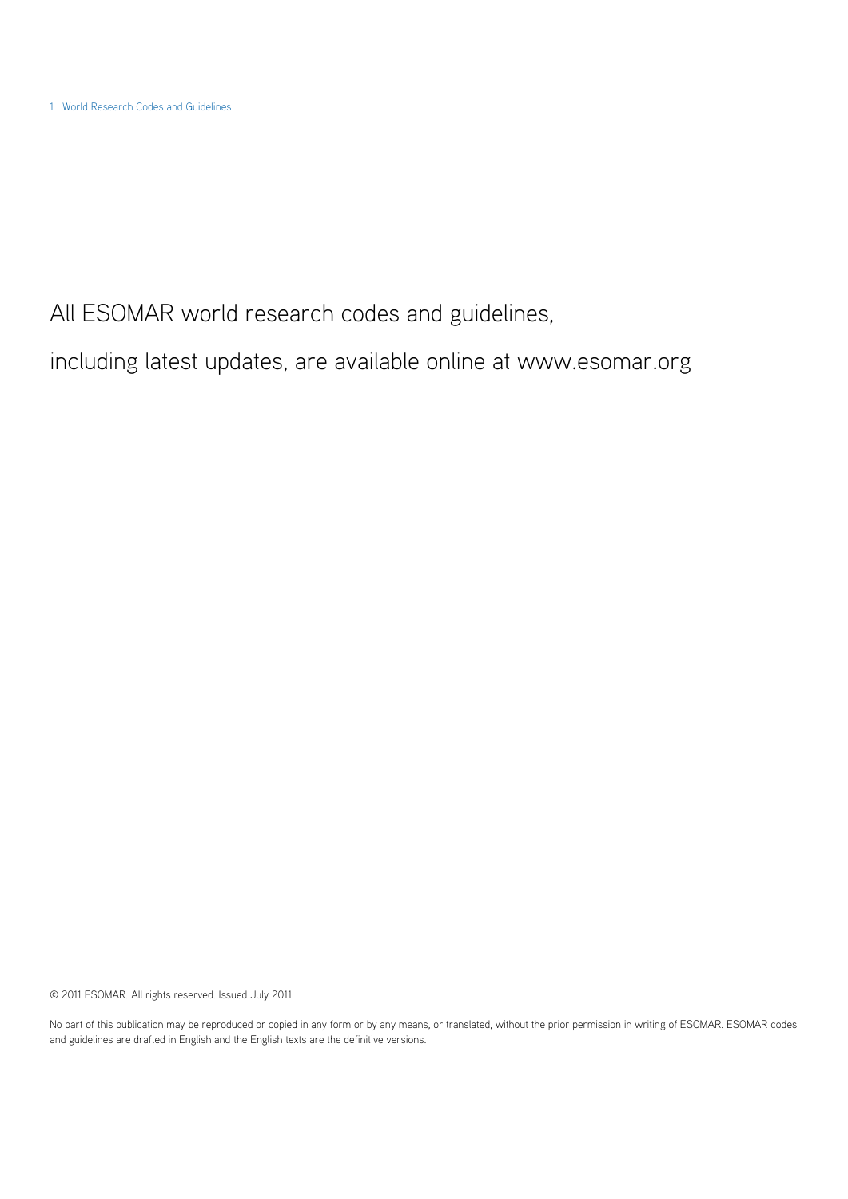All ESOMAR world research codes and guidelines,

including latest updates, are available online at www.esomar.org

© 2011 ESOMAR. All rights reserved. Issued July 2011

No part of this publication may be reproduced or copied in any form or by any means, or translated, without the prior permission in writing of ESOMAR. ESOMAR codes and guidelines are drafted in English and the English texts are the definitive versions.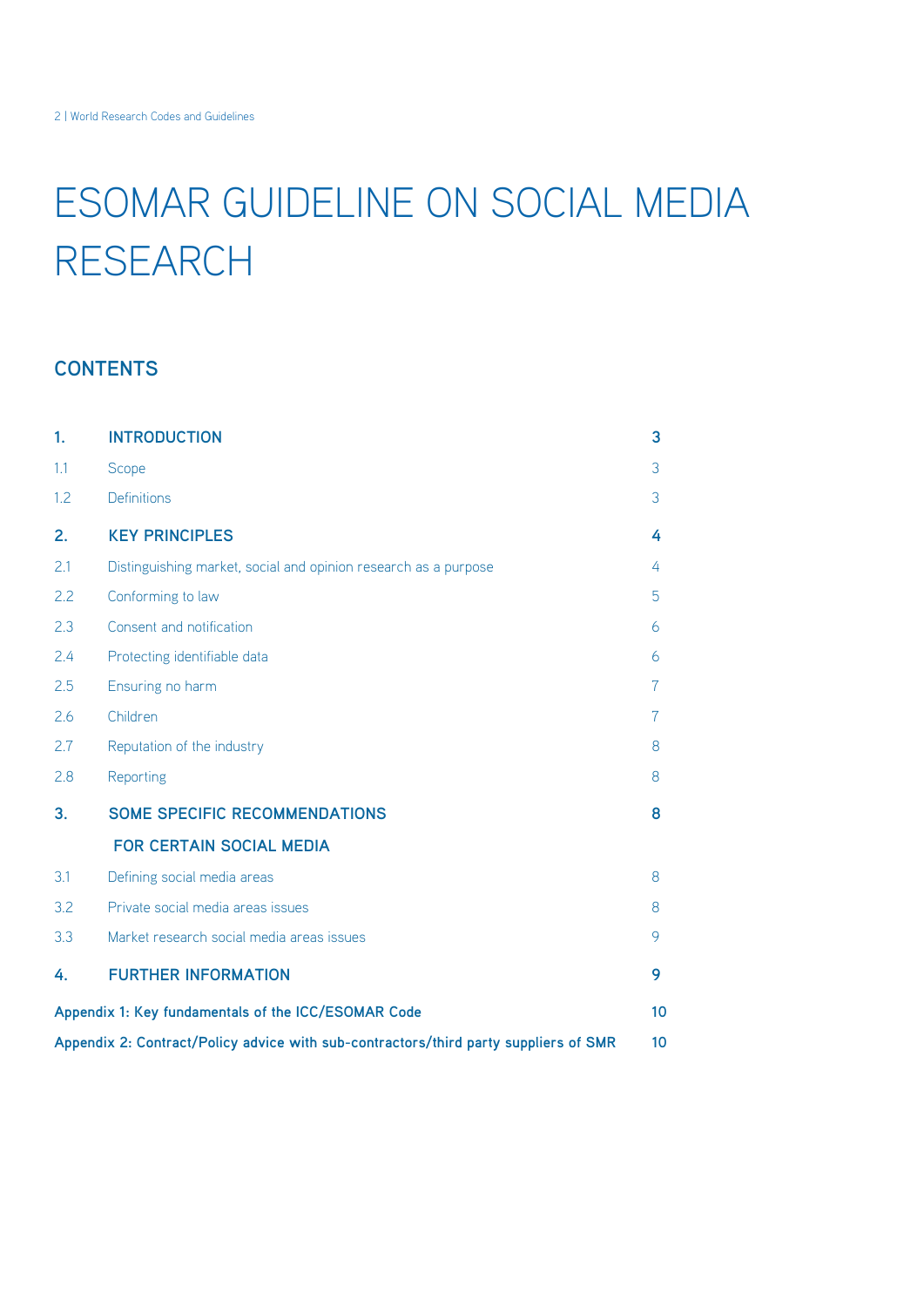# ESOMAR GUIDELINE ON SOCIAL MEDIA RESEARCH

## CONTENTS

| | | |
|---|---|---|
| **1.** | **INTRODUCTION** | **3** |
| 1.1 | Scope | 3 |
| 1.2 | Definitions | 3 |
| **2.** | **KEY PRINCIPLES** | **4** |
| 2.1 | Distinguishing market, social and opinion research as a purpose | 4 |
| 2.2 | Conforming to law | 5 |
| 2.3 | Consent and notification | 6 |
| 2.4 | Protecting identifiable data | 6 |
| 2.5 | Ensuring no harm | 7 |
| 2.6 | Children | 7 |
| 2.7 | Reputation of the industry | 8 |
| 2.8 | Reporting | 8 |
| **3.** | **SOME SPECIFIC RECOMMENDATIONS FOR CERTAIN SOCIAL MEDIA** | **8** |
| 3.1 | Defining social media areas | 8 |
| 3.2 | Private social media areas issues | 8 |
| 3.3 | Market research social media areas issues | 9 |
| **4.** | **FURTHER INFORMATION** | **9** |
| **Appendix 1: Key fundamentals of the ICC/ESOMAR Code** | | **10** |
| **Appendix 2: Contract/Policy advice with sub-contractors/third party suppliers of SMR** | | **10** |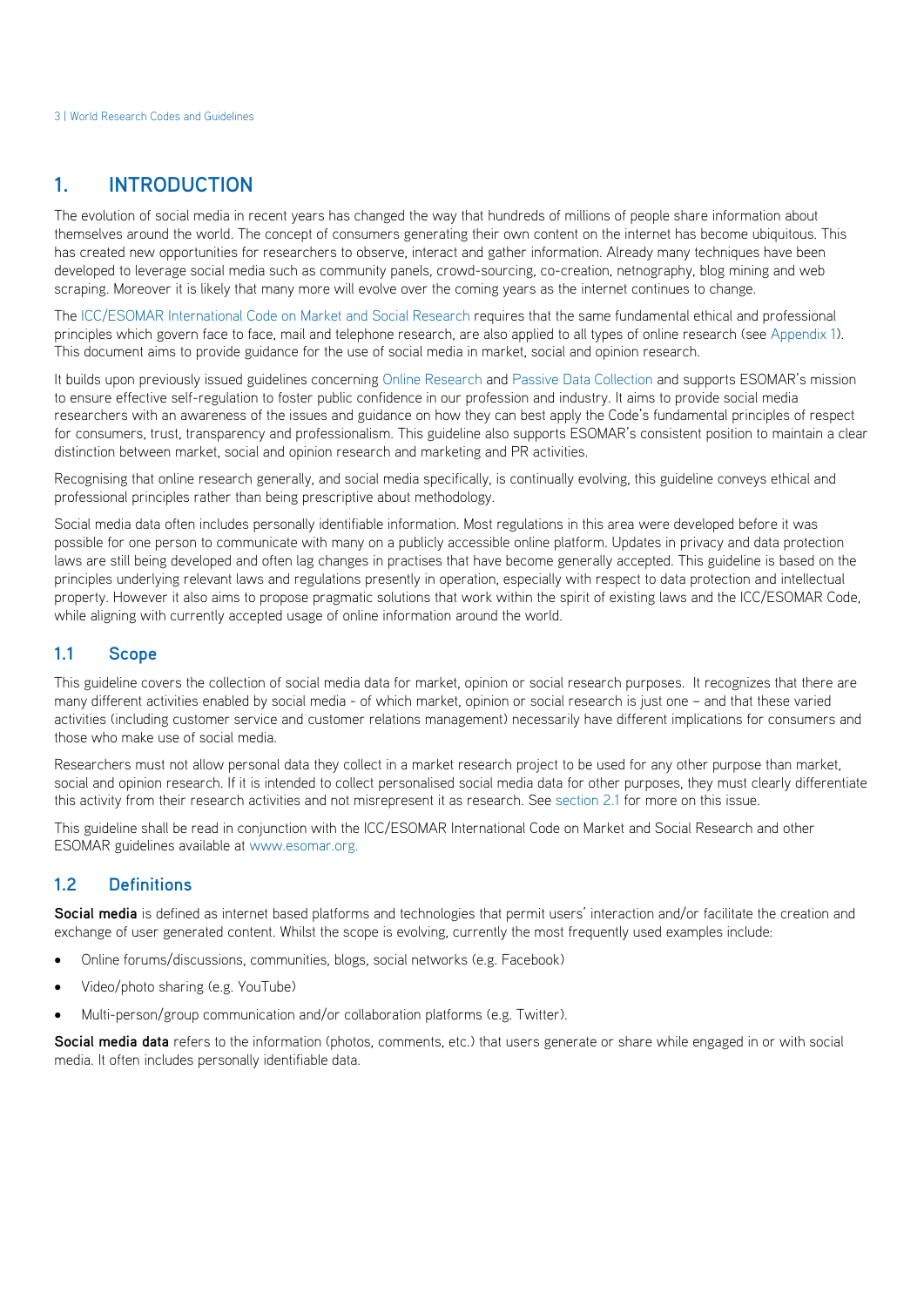# 1. INTRODUCTION

The evolution of social media in recent years has changed the way that hundreds of millions of people share information about themselves around the world. The concept of consumers generating their own content on the internet has become ubiquitous. This has created new opportunities for researchers to observe, interact and gather information. Already many techniques have been developed to leverage social media such as community panels, crowd-sourcing, co-creation, netnography, blog mining and web scraping. Moreover it is likely that many more will evolve over the coming years as the internet continues to change.

The ICC/ESOMAR International Code on Market and Social Research requires that the same fundamental ethical and professional principles which govern face to face, mail and telephone research, are also applied to all types of online research (see Appendix 1). This document aims to provide guidance for the use of social media in market, social and opinion research.

It builds upon previously issued guidelines concerning Online Research and Passive Data Collection and supports ESOMAR's mission to ensure effective self-regulation to foster public confidence in our profession and industry. It aims to provide social media researchers with an awareness of the issues and guidance on how they can best apply the Code's fundamental principles of respect for consumers, trust, transparency and professionalism. This guideline also supports ESOMAR's consistent position to maintain a clear distinction between market, social and opinion research and marketing and PR activities.

Recognising that online research generally, and social media specifically, is continually evolving, this guideline conveys ethical and professional principles rather than being prescriptive about methodology.

Social media data often includes personally identifiable information. Most regulations in this area were developed before it was possible for one person to communicate with many on a publicly accessible online platform. Updates in privacy and data protection laws are still being developed and often lag changes in practises that have become generally accepted. This guideline is based on the principles underlying relevant laws and regulations presently in operation, especially with respect to data protection and intellectual property. However it also aims to propose pragmatic solutions that work within the spirit of existing laws and the ICC/ESOMAR Code, while aligning with currently accepted usage of online information around the world.

## 1.1 Scope

This guideline covers the collection of social media data for market, opinion or social research purposes. It recognizes that there are many different activities enabled by social media - of which market, opinion or social research is just one – and that these varied activities (including customer service and customer relations management) necessarily have different implications for consumers and those who make use of social media.

Researchers must not allow personal data they collect in a market research project to be used for any other purpose than market, social and opinion research. If it is intended to collect personalised social media data for other purposes, they must clearly differentiate this activity from their research activities and not misrepresent it as research. See section 2.1 for more on this issue.

This guideline shall be read in conjunction with the ICC/ESOMAR International Code on Market and Social Research and other ESOMAR guidelines available at www.esomar.org.

## 1.2 Definitions

**Social media** is defined as internet based platforms and technologies that permit users' interaction and/or facilitate the creation and exchange of user generated content. Whilst the scope is evolving, currently the most frequently used examples include:

- Online forums/discussions, communities, blogs, social networks (e.g. Facebook)
- Video/photo sharing (e.g. YouTube)
- Multi-person/group communication and/or collaboration platforms (e.g. Twitter).

**Social media data** refers to the information (photos, comments, etc.) that users generate or share while engaged in or with social media. It often includes personally identifiable data.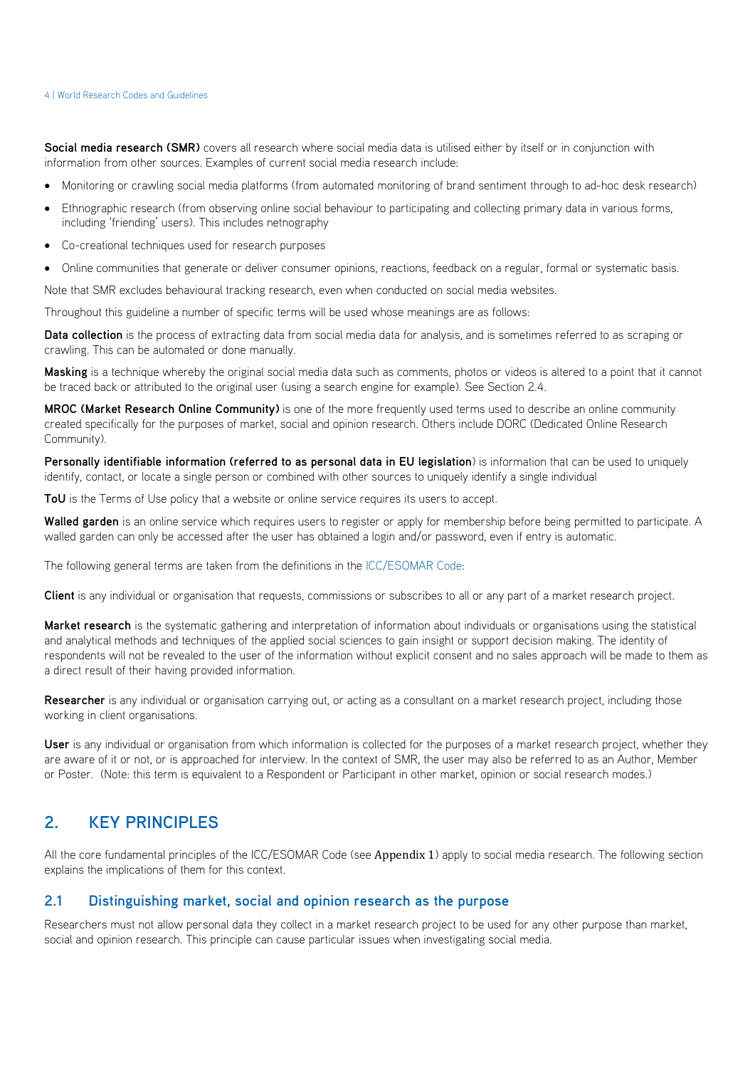**Social media research (SMR)** covers all research where social media data is utilised either by itself or in conjunction with information from other sources. Examples of current social media research include:

- Monitoring or crawling social media platforms (from automated monitoring of brand sentiment through to ad-hoc desk research)
- Ethnographic research (from observing online social behaviour to participating and collecting primary data in various forms, including 'friending' users). This includes netnography
- Co-creational techniques used for research purposes
- Online communities that generate or deliver consumer opinions, reactions, feedback on a regular, formal or systematic basis.

Note that SMR excludes behavioural tracking research, even when conducted on social media websites.

Throughout this guideline a number of specific terms will be used whose meanings are as follows:

**Data collection** is the process of extracting data from social media data for analysis, and is sometimes referred to as scraping or crawling. This can be automated or done manually.

**Masking** is a technique whereby the original social media data such as comments, photos or videos is altered to a point that it cannot be traced back or attributed to the original user (using a search engine for example). See Section 2.4.

**MROC (Market Research Online Community)** is one of the more frequently used terms used to describe an online community created specifically for the purposes of market, social and opinion research. Others include DORC (Dedicated Online Research Community).

**Personally identifiable information (referred to as personal data in EU legislation)** is information that can be used to uniquely identify, contact, or locate a single person or combined with other sources to uniquely identify a single individual

**ToU** is the Terms of Use policy that a website or online service requires its users to accept.

**Walled garden** is an online service which requires users to register or apply for membership before being permitted to participate. A walled garden can only be accessed after the user has obtained a login and/or password, even if entry is automatic.

The following general terms are taken from the definitions in the ICC/ESOMAR Code:

**Client** is any individual or organisation that requests, commissions or subscribes to all or any part of a market research project.

**Market research** is the systematic gathering and interpretation of information about individuals or organisations using the statistical and analytical methods and techniques of the applied social sciences to gain insight or support decision making. The identity of respondents will not be revealed to the user of the information without explicit consent and no sales approach will be made to them as a direct result of their having provided information.

**Researcher** is any individual or organisation carrying out, or acting as a consultant on a market research project, including those working in client organisations.

**User** is any individual or organisation from which information is collected for the purposes of a market research project, whether they are aware of it or not, or is approached for interview. In the context of SMR, the user may also be referred to as an Author, Member or Poster. (Note: this term is equivalent to a Respondent or Participant in other market, opinion or social research modes.)

## 2. KEY PRINCIPLES

All the core fundamental principles of the ICC/ESOMAR Code (see Appendix 1) apply to social media research. The following section explains the implications of them for this context.

### 2.1 Distinguishing market, social and opinion research as the purpose

Researchers must not allow personal data they collect in a market research project to be used for any other purpose than market, social and opinion research. This principle can cause particular issues when investigating social media.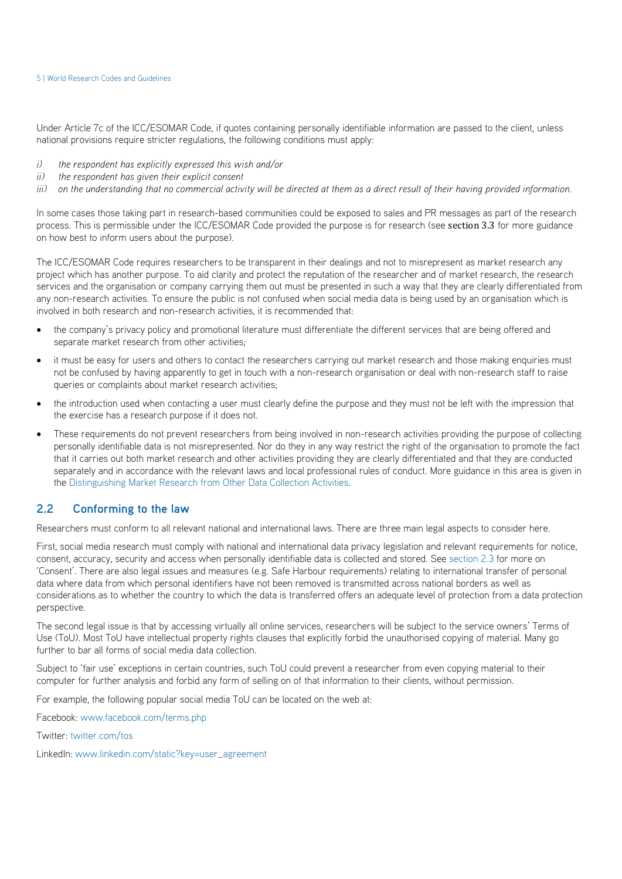Under Article 7c of the ICC/ESOMAR Code, if quotes containing personally identifiable information are passed to the client, unless national provisions require stricter regulations, the following conditions must apply:

*i) the respondent has explicitly expressed this wish and/or*
*ii) the respondent has given their explicit consent*
*iii) on the understanding that no commercial activity will be directed at them as a direct result of their having provided information.*

In some cases those taking part in research-based communities could be exposed to sales and PR messages as part of the research process. This is permissible under the ICC/ESOMAR Code provided the purpose is for research (see section 3.3 for more guidance on how best to inform users about the purpose).

The ICC/ESOMAR Code requires researchers to be transparent in their dealings and not to misrepresent as market research any project which has another purpose. To aid clarity and protect the reputation of the researcher and of market research, the research services and the organisation or company carrying them out must be presented in such a way that they are clearly differentiated from any non-research activities. To ensure the public is not confused when social media data is being used by an organisation which is involved in both research and non-research activities, it is recommended that:

- the company's privacy policy and promotional literature must differentiate the different services that are being offered and separate market research from other activities;
- it must be easy for users and others to contact the researchers carrying out market research and those making enquiries must not be confused by having apparently to get in touch with a non-research organisation or deal with non-research staff to raise queries or complaints about market research activities;
- the introduction used when contacting a user must clearly define the purpose and they must not be left with the impression that the exercise has a research purpose if it does not.
- These requirements do not prevent researchers from being involved in non-research activities providing the purpose of collecting personally identifiable data is not misrepresented. Nor do they in any way restrict the right of the organisation to promote the fact that it carries out both market research and other activities providing they are clearly differentiated and that they are conducted separately and in accordance with the relevant laws and local professional rules of conduct. More guidance in this area is given in the Distinguishing Market Research from Other Data Collection Activities.

## 2.2 Conforming to the law

Researchers must conform to all relevant national and international laws. There are three main legal aspects to consider here.

First, social media research must comply with national and international data privacy legislation and relevant requirements for notice, consent, accuracy, security and access when personally identifiable data is collected and stored. See section 2.3 for more on 'Consent'. There are also legal issues and measures (e.g. Safe Harbour requirements) relating to international transfer of personal data where data from which personal identifiers have not been removed is transmitted across national borders as well as considerations as to whether the country to which the data is transferred offers an adequate level of protection from a data protection perspective.

The second legal issue is that by accessing virtually all online services, researchers will be subject to the service owners' Terms of Use (ToU). Most ToU have intellectual property rights clauses that explicitly forbid the unauthorised copying of material. Many go further to bar all forms of social media data collection.

Subject to 'fair use' exceptions in certain countries, such ToU could prevent a researcher from even copying material to their computer for further analysis and forbid any form of selling on of that information to their clients, without permission.

For example, the following popular social media ToU can be located on the web at:

Facebook: www.facebook.com/terms.php

Twitter: twitter.com/tos

LinkedIn: www.linkedin.com/static?key=user_agreement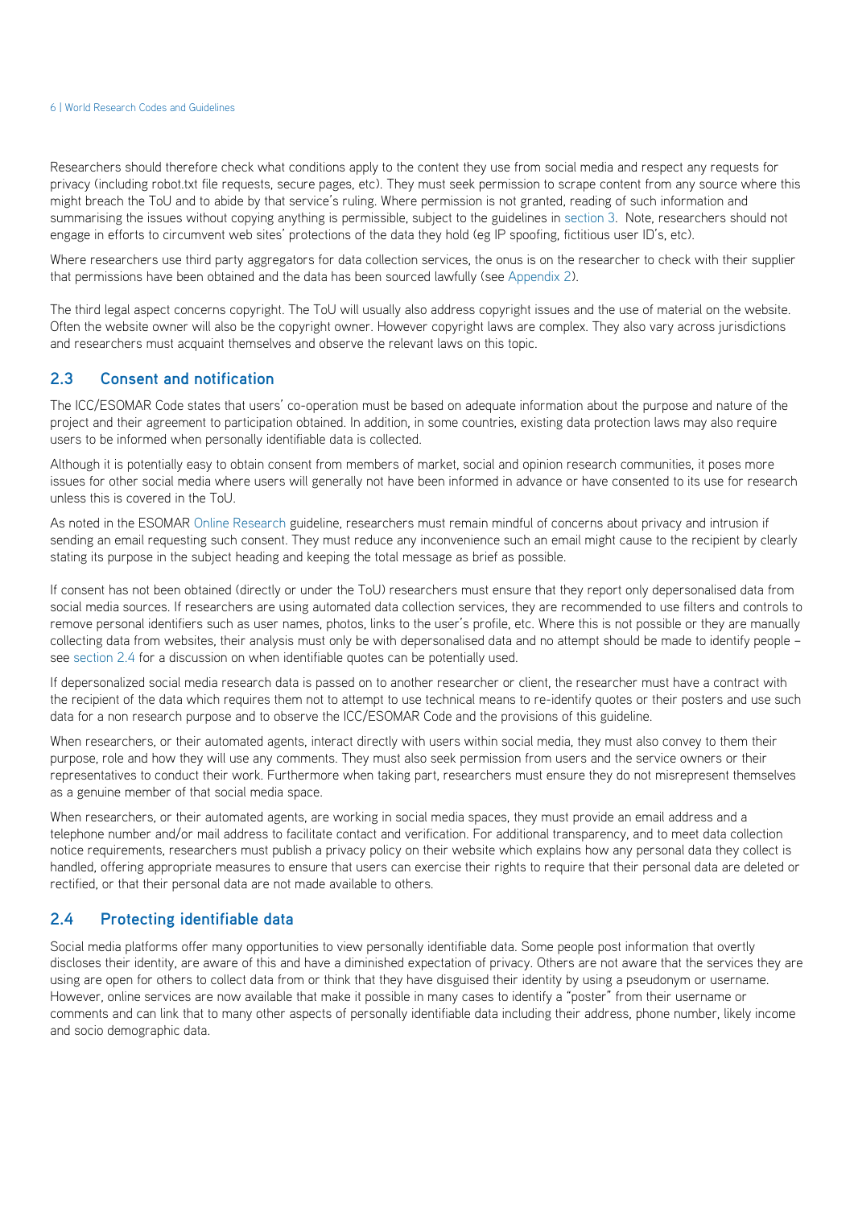Researchers should therefore check what conditions apply to the content they use from social media and respect any requests for privacy (including robot.txt file requests, secure pages, etc). They must seek permission to scrape content from any source where this might breach the ToU and to abide by that service's ruling. Where permission is not granted, reading of such information and summarising the issues without copying anything is permissible, subject to the guidelines in section 3. Note, researchers should not engage in efforts to circumvent web sites' protections of the data they hold (eg IP spoofing, fictitious user ID's, etc).

Where researchers use third party aggregators for data collection services, the onus is on the researcher to check with their supplier that permissions have been obtained and the data has been sourced lawfully (see Appendix 2).

The third legal aspect concerns copyright. The ToU will usually also address copyright issues and the use of material on the website. Often the website owner will also be the copyright owner. However copyright laws are complex. They also vary across jurisdictions and researchers must acquaint themselves and observe the relevant laws on this topic.

## 2.3 Consent and notification

The ICC/ESOMAR Code states that users' co-operation must be based on adequate information about the purpose and nature of the project and their agreement to participation obtained. In addition, in some countries, existing data protection laws may also require users to be informed when personally identifiable data is collected.

Although it is potentially easy to obtain consent from members of market, social and opinion research communities, it poses more issues for other social media where users will generally not have been informed in advance or have consented to its use for research unless this is covered in the ToU.

As noted in the ESOMAR Online Research guideline, researchers must remain mindful of concerns about privacy and intrusion if sending an email requesting such consent. They must reduce any inconvenience such an email might cause to the recipient by clearly stating its purpose in the subject heading and keeping the total message as brief as possible.

If consent has not been obtained (directly or under the ToU) researchers must ensure that they report only depersonalised data from social media sources. If researchers are using automated data collection services, they are recommended to use filters and controls to remove personal identifiers such as user names, photos, links to the user's profile, etc. Where this is not possible or they are manually collecting data from websites, their analysis must only be with depersonalised data and no attempt should be made to identify people – see section 2.4 for a discussion on when identifiable quotes can be potentially used.

If depersonalized social media research data is passed on to another researcher or client, the researcher must have a contract with the recipient of the data which requires them not to attempt to use technical means to re-identify quotes or their posters and use such data for a non research purpose and to observe the ICC/ESOMAR Code and the provisions of this guideline.

When researchers, or their automated agents, interact directly with users within social media, they must also convey to them their purpose, role and how they will use any comments. They must also seek permission from users and the service owners or their representatives to conduct their work. Furthermore when taking part, researchers must ensure they do not misrepresent themselves as a genuine member of that social media space.

When researchers, or their automated agents, are working in social media spaces, they must provide an email address and a telephone number and/or mail address to facilitate contact and verification. For additional transparency, and to meet data collection notice requirements, researchers must publish a privacy policy on their website which explains how any personal data they collect is handled, offering appropriate measures to ensure that users can exercise their rights to require that their personal data are deleted or rectified, or that their personal data are not made available to others.

## 2.4 Protecting identifiable data

Social media platforms offer many opportunities to view personally identifiable data. Some people post information that overtly discloses their identity, are aware of this and have a diminished expectation of privacy. Others are not aware that the services they are using are open for others to collect data from or think that they have disguised their identity by using a pseudonym or username. However, online services are now available that make it possible in many cases to identify a "poster" from their username or comments and can link that to many other aspects of personally identifiable data including their address, phone number, likely income and socio demographic data.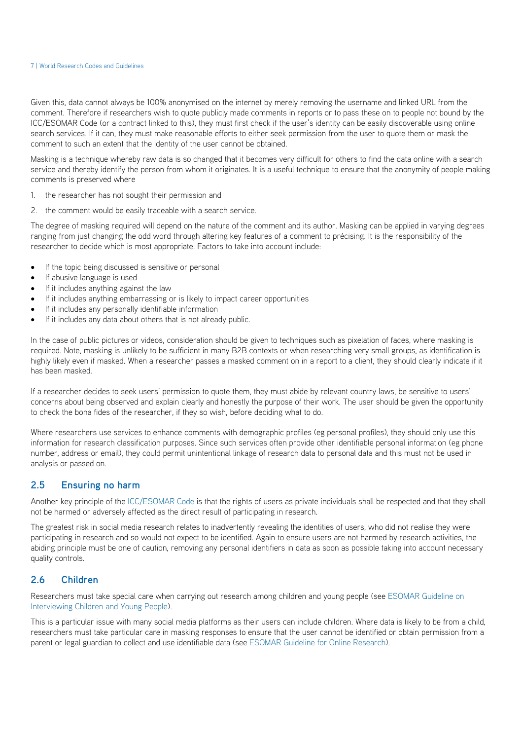Given this, data cannot always be 100% anonymised on the internet by merely removing the username and linked URL from the comment. Therefore if researchers wish to quote publicly made comments in reports or to pass these on to people not bound by the ICC/ESOMAR Code (or a contract linked to this), they must first check if the user's identity can be easily discoverable using online search services. If it can, they must make reasonable efforts to either seek permission from the user to quote them or mask the comment to such an extent that the identity of the user cannot be obtained.

Masking is a technique whereby raw data is so changed that it becomes very difficult for others to find the data online with a search service and thereby identify the person from whom it originates. It is a useful technique to ensure that the anonymity of people making comments is preserved where

1. the researcher has not sought their permission and
2. the comment would be easily traceable with a search service.

The degree of masking required will depend on the nature of the comment and its author. Masking can be applied in varying degrees ranging from just changing the odd word through altering key features of a comment to précising. It is the responsibility of the researcher to decide which is most appropriate. Factors to take into account include:

- If the topic being discussed is sensitive or personal
- If abusive language is used
- If it includes anything against the law
- If it includes anything embarrassing or is likely to impact career opportunities
- If it includes any personally identifiable information
- If it includes any data about others that is not already public.

In the case of public pictures or videos, consideration should be given to techniques such as pixelation of faces, where masking is required. Note, masking is unlikely to be sufficient in many B2B contexts or when researching very small groups, as identification is highly likely even if masked. When a researcher passes a masked comment on in a report to a client, they should clearly indicate if it has been masked.

If a researcher decides to seek users' permission to quote them, they must abide by relevant country laws, be sensitive to users' concerns about being observed and explain clearly and honestly the purpose of their work. The user should be given the opportunity to check the bona fides of the researcher, if they so wish, before deciding what to do.

Where researchers use services to enhance comments with demographic profiles (eg personal profiles), they should only use this information for research classification purposes. Since such services often provide other identifiable personal information (eg phone number, address or email), they could permit unintentional linkage of research data to personal data and this must not be used in analysis or passed on.

## 2.5 Ensuring no harm

Another key principle of the ICC/ESOMAR Code is that the rights of users as private individuals shall be respected and that they shall not be harmed or adversely affected as the direct result of participating in research.

The greatest risk in social media research relates to inadvertently revealing the identities of users, who did not realise they were participating in research and so would not expect to be identified. Again to ensure users are not harmed by research activities, the abiding principle must be one of caution, removing any personal identifiers in data as soon as possible taking into account necessary quality controls.

## 2.6 Children

Researchers must take special care when carrying out research among children and young people (see ESOMAR Guideline on Interviewing Children and Young People).

This is a particular issue with many social media platforms as their users can include children. Where data is likely to be from a child, researchers must take particular care in masking responses to ensure that the user cannot be identified or obtain permission from a parent or legal guardian to collect and use identifiable data (see ESOMAR Guideline for Online Research).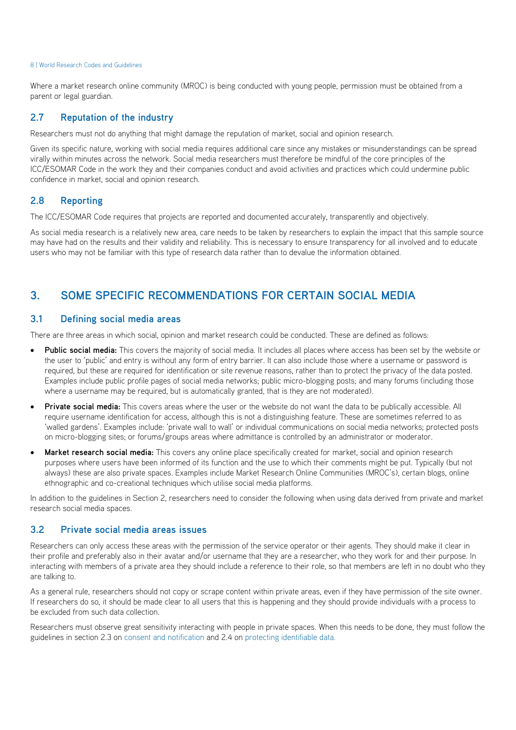Where a market research online community (MROC) is being conducted with young people, permission must be obtained from a parent or legal guardian.

### 2.7 Reputation of the industry

Researchers must not do anything that might damage the reputation of market, social and opinion research.

Given its specific nature, working with social media requires additional care since any mistakes or misunderstandings can be spread virally within minutes across the network. Social media researchers must therefore be mindful of the core principles of the ICC/ESOMAR Code in the work they and their companies conduct and avoid activities and practices which could undermine public confidence in market, social and opinion research.

### 2.8 Reporting

The ICC/ESOMAR Code requires that projects are reported and documented accurately, transparently and objectively.

As social media research is a relatively new area, care needs to be taken by researchers to explain the impact that this sample source may have had on the results and their validity and reliability. This is necessary to ensure transparency for all involved and to educate users who may not be familiar with this type of research data rather than to devalue the information obtained.

## 3. SOME SPECIFIC RECOMMENDATIONS FOR CERTAIN SOCIAL MEDIA

### 3.1 Defining social media areas

There are three areas in which social, opinion and market research could be conducted. These are defined as follows:

- **Public social media:** This covers the majority of social media. It includes all places where access has been set by the website or the user to 'public' and entry is without any form of entry barrier. It can also include those where a username or password is required, but these are required for identification or site revenue reasons, rather than to protect the privacy of the data posted. Examples include public profile pages of social media networks; public micro-blogging posts; and many forums (including those where a username may be required, but is automatically granted, that is they are not moderated).
- **Private social media:** This covers areas where the user or the website do not want the data to be publically accessible. All require username identification for access, although this is not a distinguishing feature. These are sometimes referred to as 'walled gardens'. Examples include: 'private wall to wall' or individual communications on social media networks; protected posts on micro-blogging sites; or forums/groups areas where admittance is controlled by an administrator or moderator.
- **Market research social media:** This covers any online place specifically created for market, social and opinion research purposes where users have been informed of its function and the use to which their comments might be put. Typically (but not always) these are also private spaces. Examples include Market Research Online Communities (MROC's), certain blogs, online ethnographic and co-creational techniques which utilise social media platforms.

In addition to the guidelines in Section 2, researchers need to consider the following when using data derived from private and market research social media spaces.

### 3.2 Private social media areas issues

Researchers can only access these areas with the permission of the service operator or their agents. They should make it clear in their profile and preferably also in their avatar and/or username that they are a researcher, who they work for and their purpose. In interacting with members of a private area they should include a reference to their role, so that members are left in no doubt who they are talking to.

As a general rule, researchers should not copy or scrape content within private areas, even if they have permission of the site owner. If researchers do so, it should be made clear to all users that this is happening and they should provide individuals with a process to be excluded from such data collection.

Researchers must observe great sensitivity interacting with people in private spaces. When this needs to be done, they must follow the guidelines in section 2.3 on consent and notification and 2.4 on protecting identifiable data.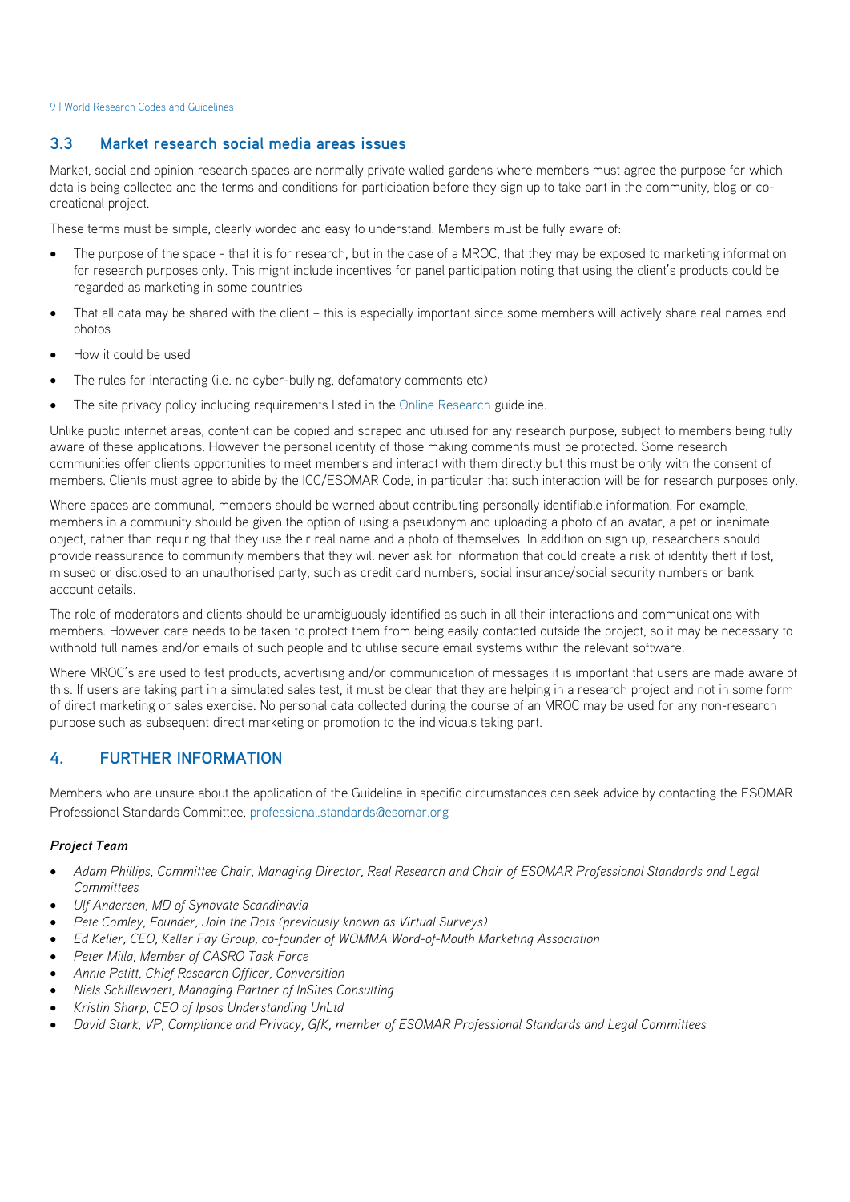## 3.3 Market research social media areas issues

Market, social and opinion research spaces are normally private walled gardens where members must agree the purpose for which data is being collected and the terms and conditions for participation before they sign up to take part in the community, blog or co-creational project.

These terms must be simple, clearly worded and easy to understand. Members must be fully aware of:

- The purpose of the space - that it is for research, but in the case of a MROC, that they may be exposed to marketing information for research purposes only. This might include incentives for panel participation noting that using the client's products could be regarded as marketing in some countries
- That all data may be shared with the client – this is especially important since some members will actively share real names and photos
- How it could be used
- The rules for interacting (i.e. no cyber-bullying, defamatory comments etc)
- The site privacy policy including requirements listed in the Online Research guideline.

Unlike public internet areas, content can be copied and scraped and utilised for any research purpose, subject to members being fully aware of these applications. However the personal identity of those making comments must be protected. Some research communities offer clients opportunities to meet members and interact with them directly but this must be only with the consent of members. Clients must agree to abide by the ICC/ESOMAR Code, in particular that such interaction will be for research purposes only.

Where spaces are communal, members should be warned about contributing personally identifiable information. For example, members in a community should be given the option of using a pseudonym and uploading a photo of an avatar, a pet or inanimate object, rather than requiring that they use their real name and a photo of themselves. In addition on sign up, researchers should provide reassurance to community members that they will never ask for information that could create a risk of identity theft if lost, misused or disclosed to an unauthorised party, such as credit card numbers, social insurance/social security numbers or bank account details.

The role of moderators and clients should be unambiguously identified as such in all their interactions and communications with members. However care needs to be taken to protect them from being easily contacted outside the project, so it may be necessary to withhold full names and/or emails of such people and to utilise secure email systems within the relevant software.

Where MROC's are used to test products, advertising and/or communication of messages it is important that users are made aware of this. If users are taking part in a simulated sales test, it must be clear that they are helping in a research project and not in some form of direct marketing or sales exercise. No personal data collected during the course of an MROC may be used for any non-research purpose such as subsequent direct marketing or promotion to the individuals taking part.

# 4. FURTHER INFORMATION

Members who are unsure about the application of the Guideline in specific circumstances can seek advice by contacting the ESOMAR Professional Standards Committee, professional.standards@esomar.org

***Project Team***

- *Adam Phillips, Committee Chair, Managing Director, Real Research and Chair of ESOMAR Professional Standards and Legal Committees*
- *Ulf Andersen, MD of Synovate Scandinavia*
- *Pete Comley, Founder, Join the Dots (previously known as Virtual Surveys)*
- *Ed Keller, CEO, Keller Fay Group, co-founder of WOMMA Word-of-Mouth Marketing Association*
- *Peter Milla, Member of CASRO Task Force*
- *Annie Petitt, Chief Research Officer, Conversition*
- *Niels Schillewaert, Managing Partner of InSites Consulting*
- *Kristin Sharp, CEO of Ipsos Understanding UnLtd*
- *David Stark, VP, Compliance and Privacy, GfK, member of ESOMAR Professional Standards and Legal Committees*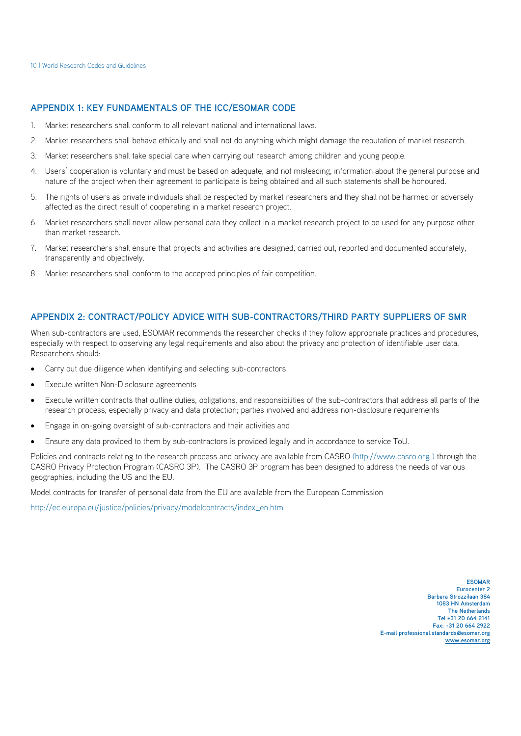## APPENDIX 1: KEY FUNDAMENTALS OF THE ICC/ESOMAR CODE

1. Market researchers shall conform to all relevant national and international laws.
2. Market researchers shall behave ethically and shall not do anything which might damage the reputation of market research.
3. Market researchers shall take special care when carrying out research among children and young people.
4. Users' cooperation is voluntary and must be based on adequate, and not misleading, information about the general purpose and nature of the project when their agreement to participate is being obtained and all such statements shall be honoured.
5. The rights of users as private individuals shall be respected by market researchers and they shall not be harmed or adversely affected as the direct result of cooperating in a market research project.
6. Market researchers shall never allow personal data they collect in a market research project to be used for any purpose other than market research.
7. Market researchers shall ensure that projects and activities are designed, carried out, reported and documented accurately, transparently and objectively.
8. Market researchers shall conform to the accepted principles of fair competition.

## APPENDIX 2: CONTRACT/POLICY ADVICE WITH SUB-CONTRACTORS/THIRD PARTY SUPPLIERS OF SMR

When sub-contractors are used, ESOMAR recommends the researcher checks if they follow appropriate practices and procedures, especially with respect to observing any legal requirements and also about the privacy and protection of identifiable user data. Researchers should:

- Carry out due diligence when identifying and selecting sub-contractors
- Execute written Non-Disclosure agreements
- Execute written contracts that outline duties, obligations, and responsibilities of the sub-contractors that address all parts of the research process, especially privacy and data protection; parties involved and address non-disclosure requirements
- Engage in on-going oversight of sub-contractors and their activities and
- Ensure any data provided to them by sub-contractors is provided legally and in accordance to service ToU.

Policies and contracts relating to the research process and privacy are available from CASRO (http://www.casro.org ) through the CASRO Privacy Protection Program (CASRO 3P). The CASRO 3P program has been designed to address the needs of various geographies, including the US and the EU.

Model contracts for transfer of personal data from the EU are available from the European Commission

http://ec.europa.eu/justice/policies/privacy/modelcontracts/index_en.htm

**ESOMAR**
**Eurocenter 2**
**Barbara Strozzilaan 384**
**1083 HN Amsterdam**
**The Netherlands**
**Tel +31 20 664 2141**
**Fax: +31 20 664 2922**
**E-mail professional.standards@esomar.org**
**www.esomar.org**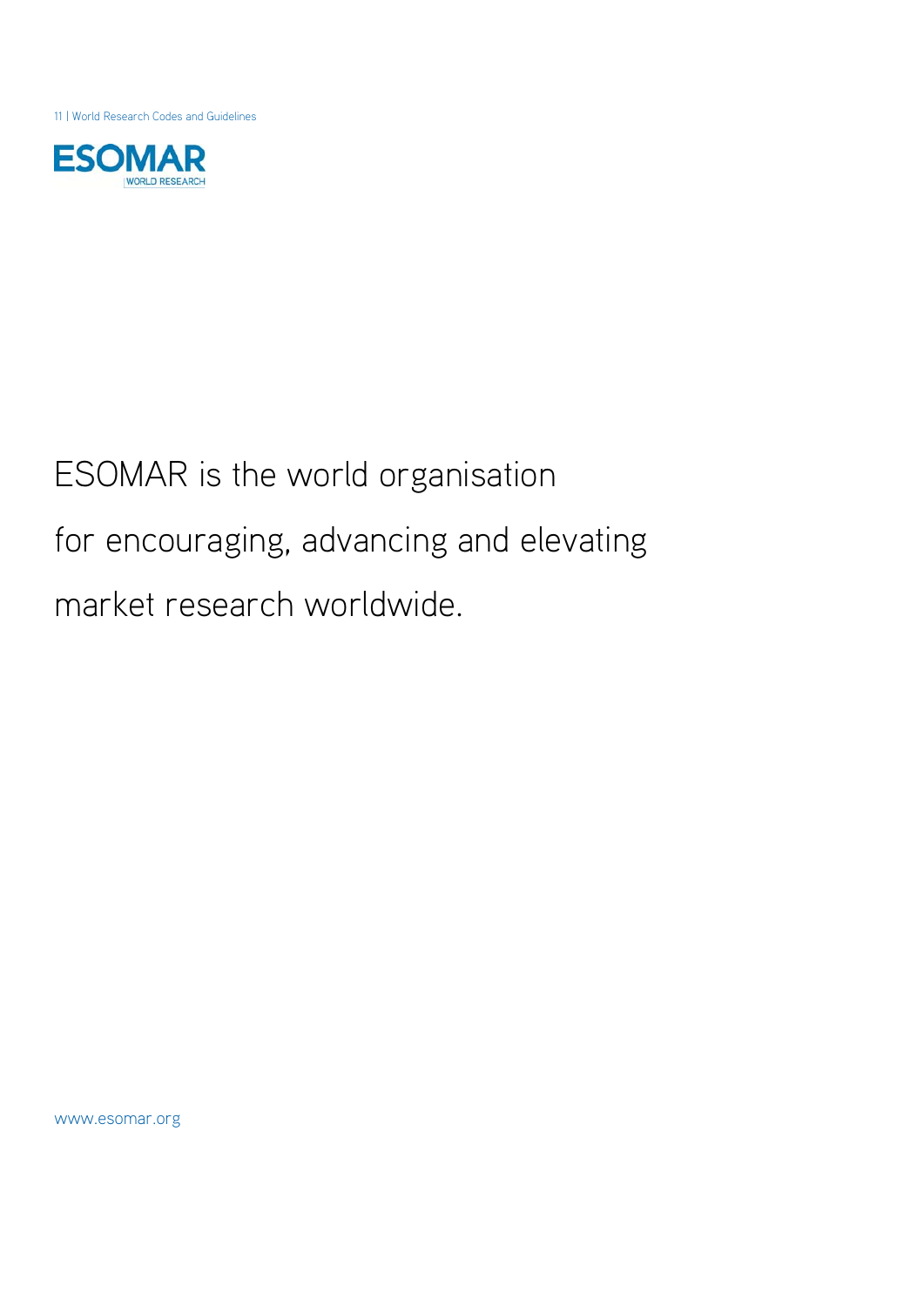ESOMAR

WORLD RESEARCH

ESOMAR is the world organisation for encouraging, advancing and elevating market research worldwide.

www.esomar.org